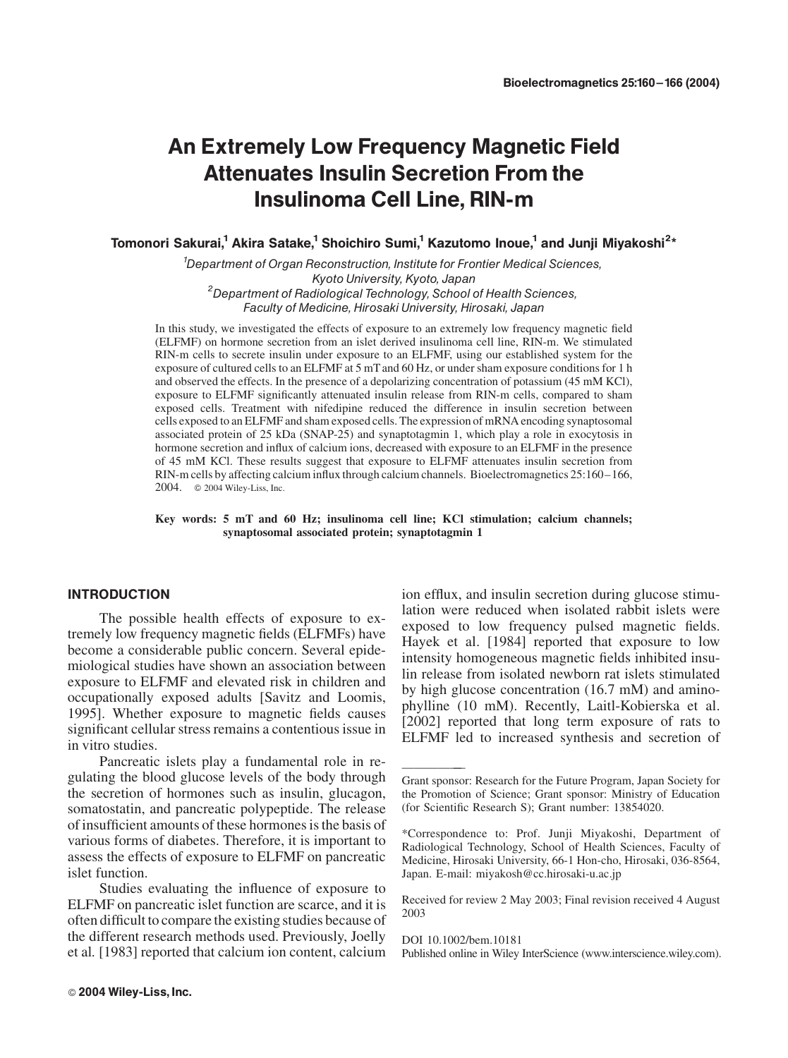# An Extremely Low Frequency Magnetic Field Attenuates Insulin Secretion From the Insulinoma Cell Line, RIN-m

**Tomonori Sakurai,[1] Akira Satake,[1] Shoichiro Sumi,[1] Kazutomo Inoue,[1] and Junji Miyakoshi[2]***

[1]*Department of Organ Reconstruction, Institute for Frontier Medical Sciences, Kyoto University, Kyoto, Japan*
[2]*Department of Radiological Technology, School of Health Sciences, Faculty of Medicine, Hirosaki University, Hirosaki, Japan*

In this study, we investigated the effects of exposure to an extremely low frequency magnetic field (ELFMF) on hormone secretion from an islet derived insulinoma cell line, RIN-m. We stimulated RIN-m cells to secrete insulin under exposure to an ELFMF, using our established system for the exposure of cultured cells to an ELFMF at 5 mT and 60 Hz, or under sham exposure conditions for 1 h and observed the effects. In the presence of a depolarizing concentration of potassium (45 mM KCl), exposure to ELFMF significantly attenuated insulin release from RIN-m cells, compared to sham exposed cells. Treatment with nifedipine reduced the difference in insulin secretion between cells exposed to an ELFMF and sham exposed cells. The expression of mRNA encoding synaptosomal associated protein of 25 kDa (SNAP-25) and synaptotagmin 1, which play a role in exocytosis in hormone secretion and influx of calcium ions, decreased with exposure to an ELFMF in the presence of 45 mM KCl. These results suggest that exposure to ELFMF attenuates insulin secretion from RIN-m cells by affecting calcium influx through calcium channels. Bioelectromagnetics 25:160–166, 2004. © 2004 Wiley-Liss, Inc.

**Key words: 5 mT and 60 Hz; insulinoma cell line; KCl stimulation; calcium channels; synaptosomal associated protein; synaptotagmin 1**

## INTRODUCTION

The possible health effects of exposure to extremely low frequency magnetic fields (ELFMFs) have become a considerable public concern. Several epidemiological studies have shown an association between exposure to ELFMF and elevated risk in children and occupationally exposed adults [Savitz and Loomis, 1995]. Whether exposure to magnetic fields causes significant cellular stress remains a contentious issue in in vitro studies.

Pancreatic islets play a fundamental role in regulating the blood glucose levels of the body through the secretion of hormones such as insulin, glucagon, somatostatin, and pancreatic polypeptide. The release of insufficient amounts of these hormones is the basis of various forms of diabetes. Therefore, it is important to assess the effects of exposure to ELFMF on pancreatic islet function.

Studies evaluating the influence of exposure to ELFMF on pancreatic islet function are scarce, and it is often difficult to compare the existing studies because of the different research methods used. Previously, Joelly et al. [1983] reported that calcium ion content, calcium ion efflux, and insulin secretion during glucose stimulation were reduced when isolated rabbit islets were exposed to low frequency pulsed magnetic fields. Hayek et al. [1984] reported that exposure to low intensity homogeneous magnetic fields inhibited insulin release from isolated newborn rat islets stimulated by high glucose concentration (16.7 mM) and aminophylline (10 mM). Recently, Laitl-Kobierska et al. [2002] reported that long term exposure of rats to ELFMF led to increased synthesis and secretion of

---

Grant sponsor: Research for the Future Program, Japan Society for the Promotion of Science; Grant sponsor: Ministry of Education (for Scientific Research S); Grant number: 13854020.

*Correspondence to: Prof. Junji Miyakoshi, Department of Radiological Technology, School of Health Sciences, Faculty of Medicine, Hirosaki University, 66-1 Hon-cho, Hirosaki, 036-8564, Japan. E-mail: miyakosh@cc.hirosaki-u.ac.jp

Received for review 2 May 2003; Final revision received 4 August 2003

DOI 10.1002/bem.10181
Published online in Wiley InterScience (www.interscience.wiley.com).

© 2004 Wiley-Liss, Inc.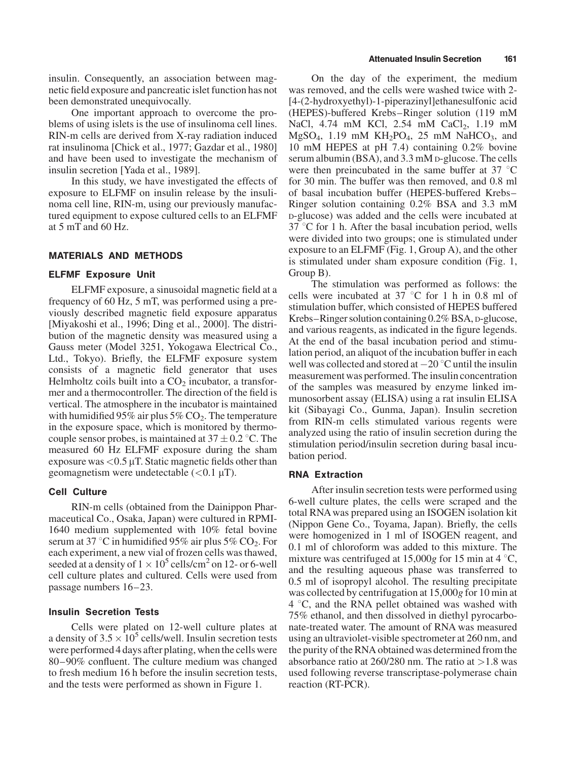insulin. Consequently, an association between magnetic field exposure and pancreatic islet function has not been demonstrated unequivocally.

One important approach to overcome the problems of using islets is the use of insulinoma cell lines. RIN-m cells are derived from X-ray radiation induced rat insulinoma [Chick et al., 1977; Gazdar et al., 1980] and have been used to investigate the mechanism of insulin secretion [Yada et al., 1989].

In this study, we have investigated the effects of exposure to ELFMF on insulin release by the insulinoma cell line, RIN-m, using our previously manufactured equipment to expose cultured cells to an ELFMF at 5 mT and 60 Hz.

## MATERIALS AND METHODS

### ELFMF Exposure Unit

ELFMF exposure, a sinusoidal magnetic field at a frequency of 60 Hz, 5 mT, was performed using a previously described magnetic field exposure apparatus [Miyakoshi et al., 1996; Ding et al., 2000]. The distribution of the magnetic density was measured using a Gauss meter (Model 3251, Yokogawa Electrical Co., Ltd., Tokyo). Briefly, the ELFMF exposure system consists of a magnetic field generator that uses Helmholtz coils built into a $CO_2$ incubator, a transformer and a thermocontroller. The direction of the field is vertical. The atmosphere in the incubator is maintained with humidified 95% air plus 5% $CO_2$. The temperature in the exposure space, which is monitored by thermocouple sensor probes, is maintained at $37 \pm 0.2$ °C. The measured 60 Hz ELFMF exposure during the sham exposure was $<0.5$ μT. Static magnetic fields other than geomagnetism were undetectable ($<0.1$ μT).

### Cell Culture

RIN-m cells (obtained from the Dainippon Pharmaceutical Co., Osaka, Japan) were cultured in RPMI-1640 medium supplemented with 10% fetal bovine serum at 37 °C in humidified 95% air plus 5% $CO_2$. For each experiment, a new vial of frozen cells was thawed, seeded at a density of $1 \times 10^5$ cells/cm$^2$ on 12- or 6-well cell culture plates and cultured. Cells were used from passage numbers 16–23.

### Insulin Secretion Tests

Cells were plated on 12-well culture plates at a density of $3.5 \times 10^5$ cells/well. Insulin secretion tests were performed 4 days after plating, when the cells were 80–90% confluent. The culture medium was changed to fresh medium 16 h before the insulin secretion tests, and the tests were performed as shown in Figure 1.

On the day of the experiment, the medium was removed, and the cells were washed twice with 2-[4-(2-hydroxyethyl)-1-piperazinyl]ethanesulfonic acid (HEPES)-buffered Krebs–Ringer solution (119 mM NaCl, 4.74 mM KCl, 2.54 mM $CaCl_2$, 1.19 mM $MgSO_4$, 1.19 mM $KH_2PO_4$, 25 mM $NaHCO_3$, and 10 mM HEPES at pH 7.4) containing 0.2% bovine serum albumin (BSA), and 3.3 mM D-glucose. The cells were then preincubated in the same buffer at 37 °C for 30 min. The buffer was then removed, and 0.8 ml of basal incubation buffer (HEPES-buffered Krebs–Ringer solution containing 0.2% BSA and 3.3 mM D-glucose) was added and the cells were incubated at 37 °C for 1 h. After the basal incubation period, wells were divided into two groups; one is stimulated under exposure to an ELFMF (Fig. 1, Group A), and the other is stimulated under sham exposure condition (Fig. 1, Group B).

The stimulation was performed as follows: the cells were incubated at 37 °C for 1 h in 0.8 ml of stimulation buffer, which consisted of HEPES buffered Krebs–Ringer solution containing 0.2% BSA, D-glucose, and various reagents, as indicated in the figure legends. At the end of the basal incubation period and stimulation period, an aliquot of the incubation buffer in each well was collected and stored at −20 °C until the insulin measurement was performed. The insulin concentration of the samples was measured by enzyme linked immunosorbent assay (ELISA) using a rat insulin ELISA kit (Sibayagi Co., Gunma, Japan). Insulin secretion from RIN-m cells stimulated various regents were analyzed using the ratio of insulin secretion during the stimulation period/insulin secretion during basal incubation period.

### RNA Extraction

After insulin secretion tests were performed using 6-well culture plates, the cells were scraped and the total RNA was prepared using an ISOGEN isolation kit (Nippon Gene Co., Toyama, Japan). Briefly, the cells were homogenized in 1 ml of ISOGEN reagent, and 0.1 ml of chloroform was added to this mixture. The mixture was centrifuged at 15,000*g* for 15 min at 4 °C, and the resulting aqueous phase was transferred to 0.5 ml of isopropyl alcohol. The resulting precipitate was collected by centrifugation at 15,000*g* for 10 min at 4 °C, and the RNA pellet obtained was washed with 75% ethanol, and then dissolved in diethyl pyrocarbonate-treated water. The amount of RNA was measured using an ultraviolet-visible spectrometer at 260 nm, and the purity of the RNA obtained was determined from the absorbance ratio at 260/280 nm. The ratio at $>1.8$ was used following reverse transcriptase-polymerase chain reaction (RT-PCR).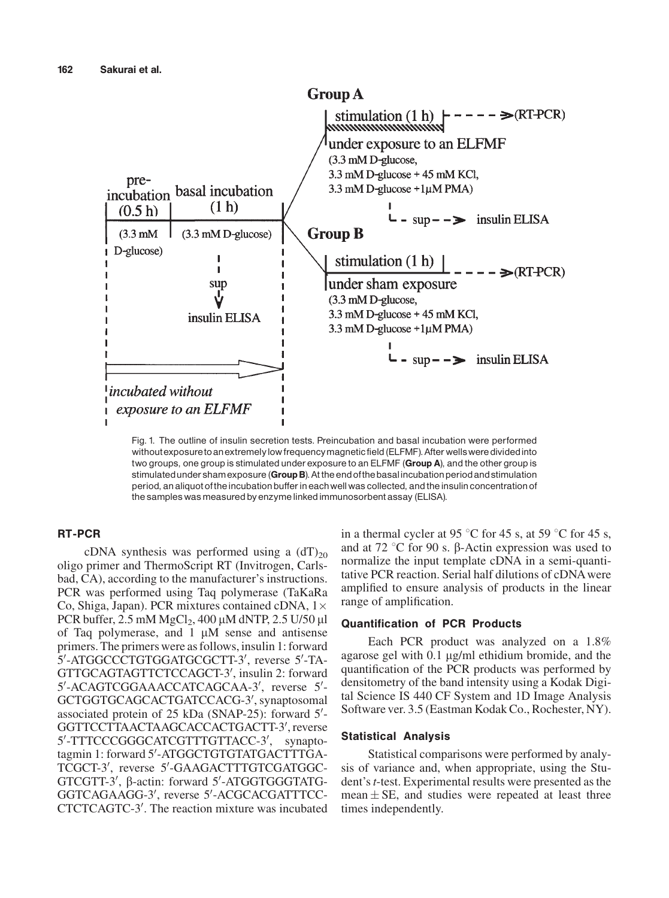Fig. 1. The outline of insulin secretion tests. Preincubation and basal incubation were performed without exposure to an extremely low frequency magnetic field (ELFMF). After wells were divided into two groups, one group is stimulated under exposure to an ELFMF (**Group A**), and the other group is stimulated under sham exposure (**Group B**). At the end of the basal incubation period and stimulation period, an aliquot of the incubation buffer in each well was collected, and the insulin concentration of the samples was measured by enzyme linked immunosorbent assay (ELISA).

### RT-PCR

cDNA synthesis was performed using a $(dT)_{20}$ oligo primer and ThermoScript RT (Invitrogen, Carlsbad, CA), according to the manufacturer's instructions. PCR was performed using Taq polymerase (TaKaRa Co, Shiga, Japan). PCR mixtures contained cDNA, 1× PCR buffer, 2.5 mM $MgCl_2$, 400 μM dNTP, 2.5 U/50 μl of Taq polymerase, and 1 μM sense and antisense primers. The primers were as follows, insulin 1: forward 5′-ATGGCCCTGTGGATGCGCTT-3′, reverse 5′-TAGTTGCAGTAGTTCTCCAGCT-3′, insulin 2: forward 5′-ACAGTCGGAAACCATCAGCAA-3′, reverse 5′-GCTGGTGCAGCACTGATCCACG-3′, synaptosomal associated protein of 25 kDa (SNAP-25): forward 5′-GGTTCCTTAACTAAGCACCACTGACTT-3′, reverse 5′-TTTCCCGGGCATCGTTTGTTACC-3′, synaptotagmin 1: forward 5′-ATGGCTGTGTATGACTTTGATCGCT-3′, reverse 5′-GAAGACTTTGTCGATGGCGTCGTT-3′, β-actin: forward 5′-ATGGTGGGTATGGGTCAGAAGG-3′, reverse 5′-ACGCACGATTTCCCTCTCAGTC-3′. The reaction mixture was incubated in a thermal cycler at 95 °C for 45 s, at 59 °C for 45 s, and at 72 °C for 90 s. β-Actin expression was used to normalize the input template cDNA in a semi-quantitative PCR reaction. Serial half dilutions of cDNA were amplified to ensure analysis of products in the linear range of amplification.

### Quantification of PCR Products

Each PCR product was analyzed on a 1.8% agarose gel with 0.1 μg/ml ethidium bromide, and the quantification of the PCR products was performed by densitometry of the band intensity using a Kodak Digital Science IS 440 CF System and 1D Image Analysis Software ver. 3.5 (Eastman Kodak Co., Rochester, NY).

### Statistical Analysis

Statistical comparisons were performed by analysis of variance and, when appropriate, using the Student's *t*-test. Experimental results were presented as the mean ± SE, and studies were repeated at least three times independently.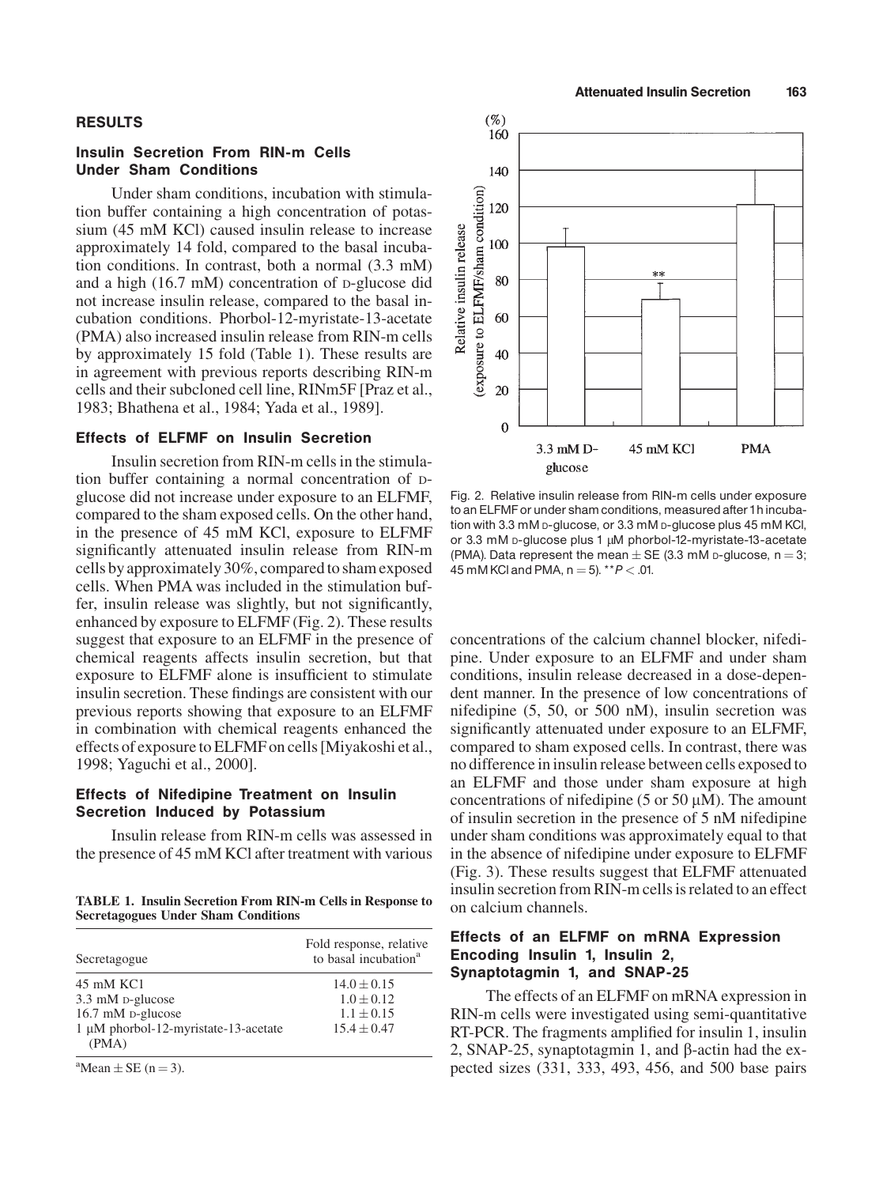## RESULTS

### Insulin Secretion From RIN-m Cells Under Sham Conditions

Under sham conditions, incubation with stimulation buffer containing a high concentration of potassium (45 mM KCl) caused insulin release to increase approximately 14 fold, compared to the basal incubation conditions. In contrast, both a normal (3.3 mM) and a high (16.7 mM) concentration of D-glucose did not increase insulin release, compared to the basal incubation conditions. Phorbol-12-myristate-13-acetate (PMA) also increased insulin release from RIN-m cells by approximately 15 fold (Table 1). These results are in agreement with previous reports describing RIN-m cells and their subcloned cell line, RINm5F [Praz et al., 1983; Bhathena et al., 1984; Yada et al., 1989].

### Effects of ELFMF on Insulin Secretion

Insulin secretion from RIN-m cells in the stimulation buffer containing a normal concentration of D-glucose did not increase under exposure to an ELFMF, compared to the sham exposed cells. On the other hand, in the presence of 45 mM KCl, exposure to ELFMF significantly attenuated insulin release from RIN-m cells by approximately 30%, compared to sham exposed cells. When PMA was included in the stimulation buffer, insulin release was slightly, but not significantly, enhanced by exposure to ELFMF (Fig. 2). These results suggest that exposure to an ELFMF in the presence of chemical reagents affects insulin secretion, but that exposure to ELFMF alone is insufficient to stimulate insulin secretion. These findings are consistent with our previous reports showing that exposure to an ELFMF in combination with chemical reagents enhanced the effects of exposure to ELFMF on cells [Miyakoshi et al., 1998; Yaguchi et al., 2000].

### Effects of Nifedipine Treatment on Insulin Secretion Induced by Potassium

Insulin release from RIN-m cells was assessed in the presence of 45 mM KCl after treatment with various concentrations of the calcium channel blocker, nifedipine. Under exposure to an ELFMF and under sham conditions, insulin release decreased in a dose-dependent manner. In the presence of low concentrations of nifedipine (5, 50, or 500 nM), insulin secretion was significantly attenuated under exposure to an ELFMF, compared to sham exposed cells. In contrast, there was no difference in insulin release between cells exposed to an ELFMF and those under sham exposure at high concentrations of nifedipine (5 or 50 μM). The amount of insulin secretion in the presence of 5 nM nifedipine under sham conditions was approximately equal to that in the absence of nifedipine under exposure to ELFMF (Fig. 3). These results suggest that ELFMF attenuated insulin secretion from RIN-m cells is related to an effect on calcium channels.

**TABLE 1. Insulin Secretion From RIN-m Cells in Response to Secretagogues Under Sham Conditions**

| Secretagogue | Fold response, relative to basal incubation[a] |
|---|---|
| 45 mM KCl | $14.0 \pm 0.15$ |
| 3.3 mM D-glucose | $1.0 \pm 0.12$ |
| 16.7 mM D-glucose | $1.1 \pm 0.15$ |
| 1 μM phorbol-12-myristate-13-acetate (PMA) | $15.4 \pm 0.47$ |

[a]Mean ± SE (n = 3).

Fig. 2. Relative insulin release from RIN-m cells under exposure to an ELFMF or under sham conditions, measured after 1 h incubation with 3.3 mM D-glucose, or 3.3 mM D-glucose plus 45 mM KCl, or 3.3 mM D-glucose plus 1 μM phorbol-12-myristate-13-acetate (PMA). Data represent the mean ± SE (3.3 mM D-glucose, n = 3; 45 mM KCl and PMA, n = 5). $^{**}P < .01$.

### Effects of an ELFMF on mRNA Expression Encoding Insulin 1, Insulin 2, Synaptotagmin 1, and SNAP-25

The effects of an ELFMF on mRNA expression in RIN-m cells were investigated using semi-quantitative RT-PCR. The fragments amplified for insulin 1, insulin 2, SNAP-25, synaptotagmin 1, and β-actin had the expected sizes (331, 333, 493, 456, and 500 base pairs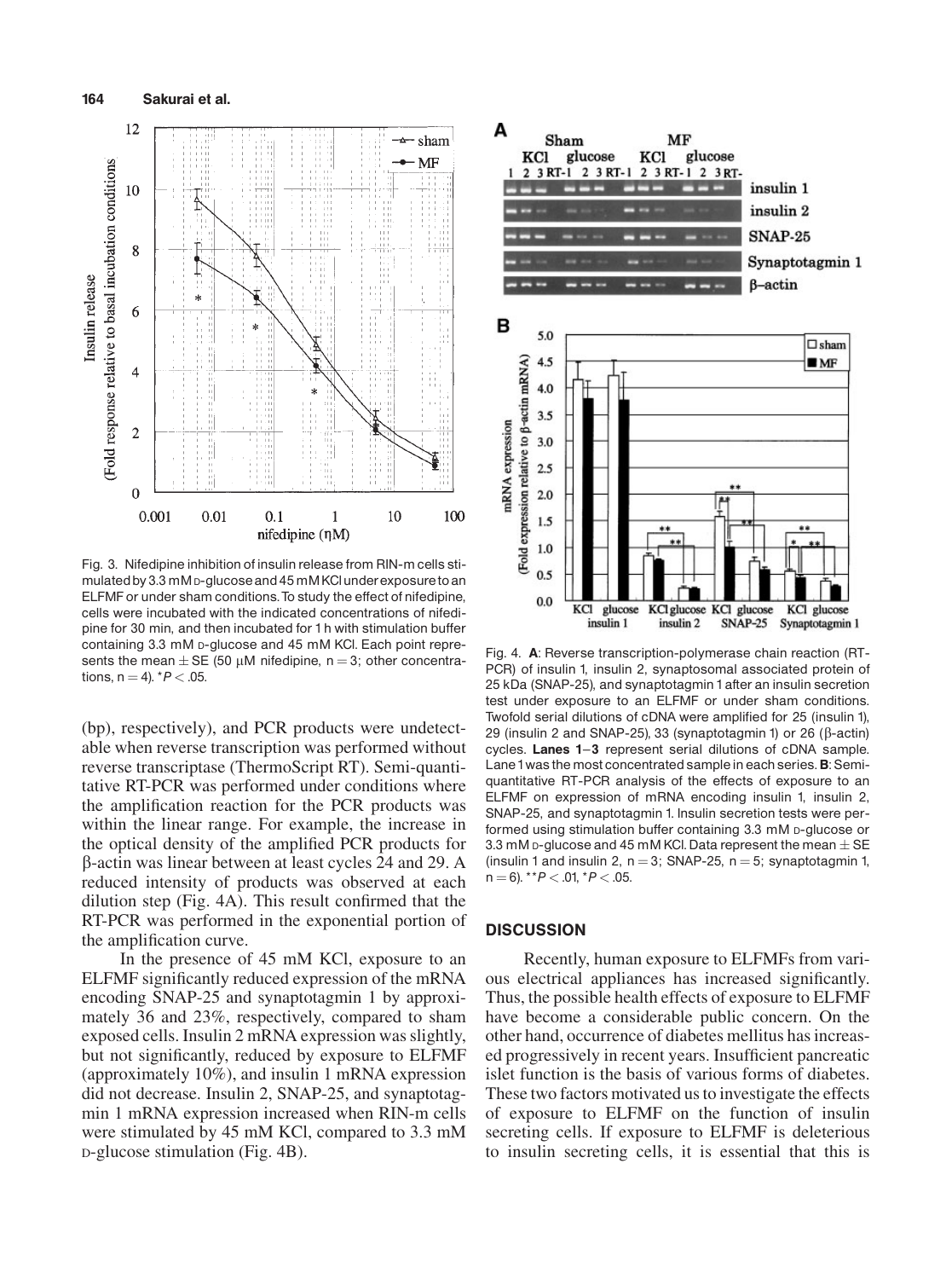Fig. 3. Nifedipine inhibition of insulin release from RIN-m cells stimulated by 3.3 mM D-glucose and 45 mM KCl under exposure to an ELFMF or under sham conditions. To study the effect of nifedipine, cells were incubated with the indicated concentrations of nifedipine for 30 min, and then incubated for 1 h with stimulation buffer containing 3.3 mM D-glucose and 45 mM KCl. Each point represents the mean ± SE (50 μM nifedipine, n = 3; other concentrations, n = 4). *$P < .05$.

(bp), respectively), and PCR products were undetectable when reverse transcription was performed without reverse transcriptase (ThermoScript RT). Semi-quantitative RT-PCR was performed under conditions where the amplification reaction for the PCR products was within the linear range. For example, the increase in the optical density of the amplified PCR products for β-actin was linear between at least cycles 24 and 29. A reduced intensity of products was observed at each dilution step (Fig. 4A). This result confirmed that the RT-PCR was performed in the exponential portion of the amplification curve.

In the presence of 45 mM KCl, exposure to an ELFMF significantly reduced expression of the mRNA encoding SNAP-25 and synaptotagmin 1 by approximately 36 and 23%, respectively, compared to sham exposed cells. Insulin 2 mRNA expression was slightly, but not significantly, reduced by exposure to ELFMF (approximately 10%), and insulin 1 mRNA expression did not decrease. Insulin 2, SNAP-25, and synaptotagmin 1 mRNA expression increased when RIN-m cells were stimulated by 45 mM KCl, compared to 3.3 mM D-glucose stimulation (Fig. 4B).

Fig. 4. **A**: Reverse transcription-polymerase chain reaction (RT-PCR) of insulin 1, insulin 2, synaptosomal associated protein of 25 kDa (SNAP-25), and synaptotagmin 1 after an insulin secretion test under exposure to an ELFMF or under sham conditions. Twofold serial dilutions of cDNA were amplified for 25 (insulin 1), 29 (insulin 2 and SNAP-25), 33 (synaptotagmin 1) or 26 (β-actin) cycles. **Lanes 1–3** represent serial dilutions of cDNA sample. Lane 1 was the most concentrated sample in each series. **B**: Semi-quantitative RT-PCR analysis of the effects of exposure to an ELFMF on expression of mRNA encoding insulin 1, insulin 2, SNAP-25, and synaptotagmin 1. Insulin secretion tests were performed using stimulation buffer containing 3.3 mM D-glucose or 3.3 mM D-glucose and 45 mM KCl. Data represent the mean ± SE (insulin 1 and insulin 2, n = 3; SNAP-25, n = 5; synaptotagmin 1, n = 6). **$P < .01$, *$P < .05$.

## DISCUSSION

Recently, human exposure to ELFMFs from various electrical appliances has increased significantly. Thus, the possible health effects of exposure to ELFMF have become a considerable public concern. On the other hand, occurrence of diabetes mellitus has increased progressively in recent years. Insufficient pancreatic islet function is the basis of various forms of diabetes. These two factors motivated us to investigate the effects of exposure to ELFMF on the function of insulin secreting cells. If exposure to ELFMF is deleterious to insulin secreting cells, it is essential that this is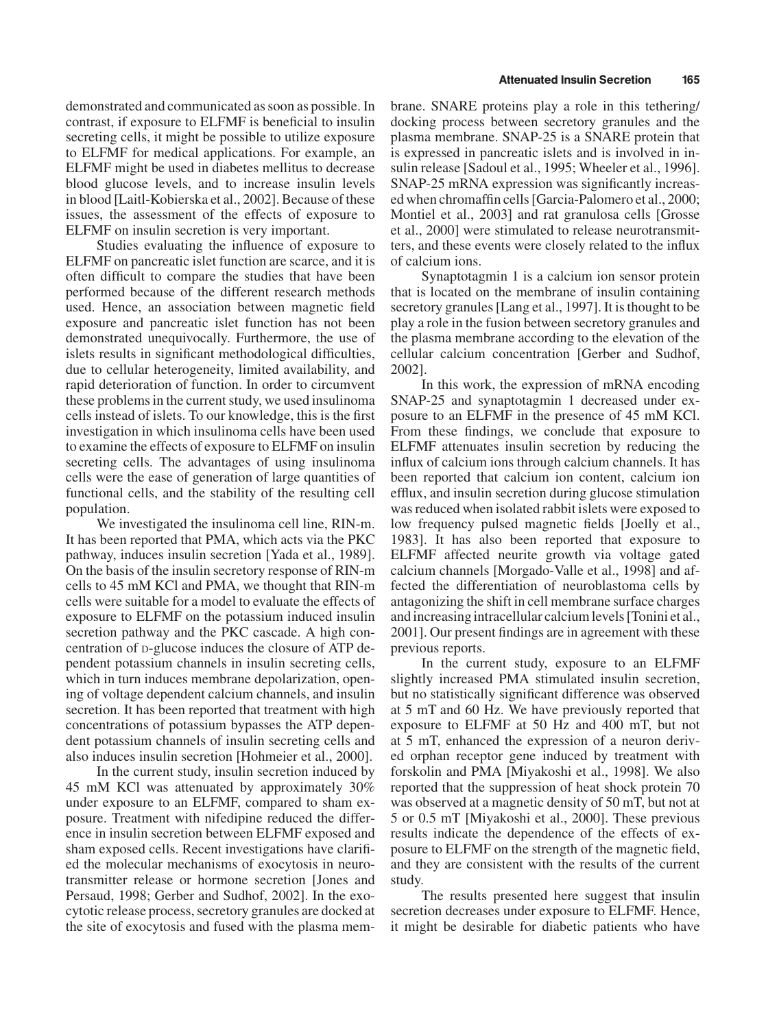demonstrated and communicated as soon as possible. In contrast, if exposure to ELFMF is beneficial to insulin secreting cells, it might be possible to utilize exposure to ELFMF for medical applications. For example, an ELFMF might be used in diabetes mellitus to decrease blood glucose levels, and to increase insulin levels in blood [Laitl-Kobierska et al., 2002]. Because of these issues, the assessment of the effects of exposure to ELFMF on insulin secretion is very important.

Studies evaluating the influence of exposure to ELFMF on pancreatic islet function are scarce, and it is often difficult to compare the studies that have been performed because of the different research methods used. Hence, an association between magnetic field exposure and pancreatic islet function has not been demonstrated unequivocally. Furthermore, the use of islets results in significant methodological difficulties, due to cellular heterogeneity, limited availability, and rapid deterioration of function. In order to circumvent these problems in the current study, we used insulinoma cells instead of islets. To our knowledge, this is the first investigation in which insulinoma cells have been used to examine the effects of exposure to ELFMF on insulin secreting cells. The advantages of using insulinoma cells were the ease of generation of large quantities of functional cells, and the stability of the resulting cell population.

We investigated the insulinoma cell line, RIN-m. It has been reported that PMA, which acts via the PKC pathway, induces insulin secretion [Yada et al., 1989]. On the basis of the insulin secretory response of RIN-m cells to 45 mM KCl and PMA, we thought that RIN-m cells were suitable for a model to evaluate the effects of exposure to ELFMF on the potassium induced insulin secretion pathway and the PKC cascade. A high concentration of D-glucose induces the closure of ATP dependent potassium channels in insulin secreting cells, which in turn induces membrane depolarization, opening of voltage dependent calcium channels, and insulin secretion. It has been reported that treatment with high concentrations of potassium bypasses the ATP dependent potassium channels of insulin secreting cells and also induces insulin secretion [Hohmeier et al., 2000].

In the current study, insulin secretion induced by 45 mM KCl was attenuated by approximately 30% under exposure to an ELFMF, compared to sham exposure. Treatment with nifedipine reduced the difference in insulin secretion between ELFMF exposed and sham exposed cells. Recent investigations have clarified the molecular mechanisms of exocytosis in neurotransmitter release or hormone secretion [Jones and Persaud, 1998; Gerber and Sudhof, 2002]. In the exocytotic release process, secretory granules are docked at the site of exocytosis and fused with the plasma membrane. SNARE proteins play a role in this tethering/docking process between secretory granules and the plasma membrane. SNAP-25 is a SNARE protein that is expressed in pancreatic islets and is involved in insulin release [Sadoul et al., 1995; Wheeler et al., 1996]. SNAP-25 mRNA expression was significantly increased when chromaffin cells [Garcia-Palomero et al., 2000; Montiel et al., 2003] and rat granulosa cells [Grosse et al., 2000] were stimulated to release neurotransmitters, and these events were closely related to the influx of calcium ions.

Synaptotagmin 1 is a calcium ion sensor protein that is located on the membrane of insulin containing secretory granules [Lang et al., 1997]. It is thought to be play a role in the fusion between secretory granules and the plasma membrane according to the elevation of the cellular calcium concentration [Gerber and Sudhof, 2002].

In this work, the expression of mRNA encoding SNAP-25 and synaptotagmin 1 decreased under exposure to an ELFMF in the presence of 45 mM KCl. From these findings, we conclude that exposure to ELFMF attenuates insulin secretion by reducing the influx of calcium ions through calcium channels. It has been reported that calcium ion content, calcium ion efflux, and insulin secretion during glucose stimulation was reduced when isolated rabbit islets were exposed to low frequency pulsed magnetic fields [Joelly et al., 1983]. It has also been reported that exposure to ELFMF affected neurite growth via voltage gated calcium channels [Morgado-Valle et al., 1998] and affected the differentiation of neuroblastoma cells by antagonizing the shift in cell membrane surface charges and increasing intracellular calcium levels [Tonini et al., 2001]. Our present findings are in agreement with these previous reports.

In the current study, exposure to an ELFMF slightly increased PMA stimulated insulin secretion, but no statistically significant difference was observed at 5 mT and 60 Hz. We have previously reported that exposure to ELFMF at 50 Hz and 400 mT, but not at 5 mT, enhanced the expression of a neuron derived orphan receptor gene induced by treatment with forskolin and PMA [Miyakoshi et al., 1998]. We also reported that the suppression of heat shock protein 70 was observed at a magnetic density of 50 mT, but not at 5 or 0.5 mT [Miyakoshi et al., 2000]. These previous results indicate the dependence of the effects of exposure to ELFMF on the strength of the magnetic field, and they are consistent with the results of the current study.

The results presented here suggest that insulin secretion decreases under exposure to ELFMF. Hence, it might be desirable for diabetic patients who have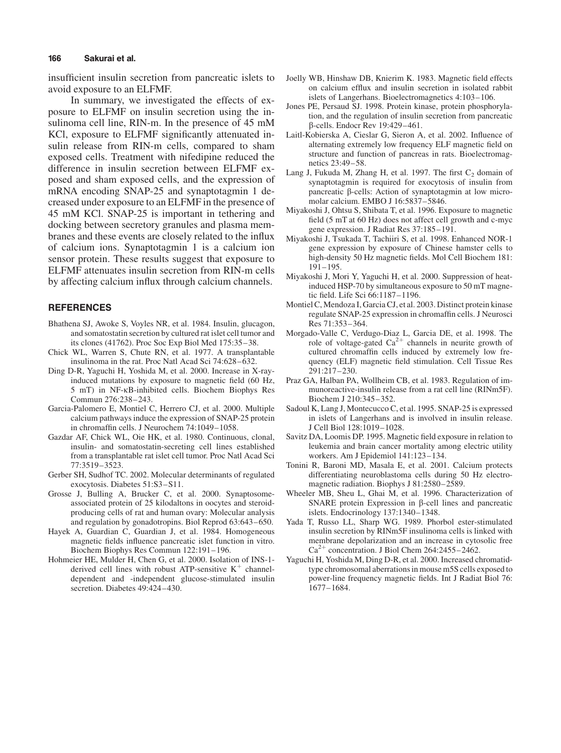insufficient insulin secretion from pancreatic islets to avoid exposure to an ELFMF.

In summary, we investigated the effects of exposure to ELFMF on insulin secretion using the insulinoma cell line, RIN-m. In the presence of 45 mM KCl, exposure to ELFMF significantly attenuated insulin release from RIN-m cells, compared to sham exposed cells. Treatment with nifedipine reduced the difference in insulin secretion between ELFMF exposed and sham exposed cells, and the expression of mRNA encoding SNAP-25 and synaptotagmin 1 decreased under exposure to an ELFMF in the presence of 45 mM KCl. SNAP-25 is important in tethering and docking between secretory granules and plasma membranes and these events are closely related to the influx of calcium ions. Synaptotagmin 1 is a calcium ion sensor protein. These results suggest that exposure to ELFMF attenuates insulin secretion from RIN-m cells by affecting calcium influx through calcium channels.

## REFERENCES

Bhathena SJ, Awoke S, Voyles NR, et al. 1984. Insulin, glucagon, and somatostatin secretion by cultured rat islet cell tumor and its clones (41762). Proc Soc Exp Biol Med 175:35–38.

Chick WL, Warren S, Chute RN, et al. 1977. A transplantable insulinoma in the rat. Proc Natl Acad Sci 74:628–632.

Ding D-R, Yaguchi H, Yoshida M, et al. 2000. Increase in X-ray-induced mutations by exposure to magnetic field (60 Hz, 5 mT) in NF-κB-inhibited cells. Biochem Biophys Res Commun 276:238–243.

Garcia-Palomero E, Montiel C, Herrero CJ, et al. 2000. Multiple calcium pathways induce the expression of SNAP-25 protein in chromaffin cells. J Neurochem 74:1049–1058.

Gazdar AF, Chick WL, Oie HK, et al. 1980. Continuous, clonal, insulin- and somatostatin-secreting cell lines established from a transplantable rat islet cell tumor. Proc Natl Acad Sci 77:3519–3523.

Gerber SH, Sudhof TC. 2002. Molecular determinants of regulated exocytosis. Diabetes 51:S3–S11.

Grosse J, Bulling A, Brucker C, et al. 2000. Synaptosome-associated protein of 25 kilodaltons in oocytes and steroid-producing cells of rat and human ovary: Molecular analysis and regulation by gonadotropins. Biol Reprod 63:643–650.

Hayek A, Guardian C, Guardian J, et al. 1984. Homogeneous magnetic fields influence pancreatic islet function in vitro. Biochem Biophys Res Commun 122:191–196.

Hohmeier HE, Mulder H, Chen G, et al. 2000. Isolation of INS-1-derived cell lines with robust ATP-sensitive $K^+$ channel-dependent and -independent glucose-stimulated insulin secretion. Diabetes 49:424–430.

Joelly WB, Hinshaw DB, Knierim K. 1983. Magnetic field effects on calcium efflux and insulin secretion in isolated rabbit islets of Langerhans. Bioelectromagnetics 4:103–106.

Jones PE, Persaud SJ. 1998. Protein kinase, protein phosphorylation, and the regulation of insulin secretion from pancreatic β-cells. Endocr Rev 19:429–461.

Laitl-Kobierska A, Cieslar G, Sieron A, et al. 2002. Influence of alternating extremely low frequency ELF magnetic field on structure and function of pancreas in rats. Bioelectromagnetics 23:49–58.

Lang J, Fukuda M, Zhang H, et al. 1997. The first $C_2$ domain of synaptotagmin is required for exocytosis of insulin from pancreatic β-cells: Action of synaptotagmin at low micromolar calcium. EMBO J 16:5837–5846.

Miyakoshi J, Ohtsu S, Shibata T, et al. 1996. Exposure to magnetic field (5 mT at 60 Hz) does not affect cell growth and c-myc gene expression. J Radiat Res 37:185–191.

Miyakoshi J, Tsukada T, Tachiiri S, et al. 1998. Enhanced NOR-1 gene expression by exposure of Chinese hamster cells to high-density 50 Hz magnetic fields. Mol Cell Biochem 181: 191–195.

Miyakoshi J, Mori Y, Yaguchi H, et al. 2000. Suppression of heat-induced HSP-70 by simultaneous exposure to 50 mT magnetic field. Life Sci 66:1187–1196.

Montiel C, Mendoza I, Garcia CJ, et al. 2003. Distinct protein kinase regulate SNAP-25 expression in chromaffin cells. J Neurosci Res 71:353–364.

Morgado-Valle C, Verdugo-Diaz L, Garcia DE, et al. 1998. The role of voltage-gated $Ca^{2+}$ channels in neurite growth of cultured chromaffin cells induced by extremely low frequency (ELF) magnetic field stimulation. Cell Tissue Res 291:217–230.

Praz GA, Halban PA, Wollheim CB, et al. 1983. Regulation of immunoreactive-insulin release from a rat cell line (RINm5F). Biochem J 210:345–352.

Sadoul K, Lang J, Montecucco C, et al. 1995. SNAP-25 is expressed in islets of Langerhans and is involved in insulin release. J Cell Biol 128:1019–1028.

Savitz DA, Loomis DP. 1995. Magnetic field exposure in relation to leukemia and brain cancer mortality among electric utility workers. Am J Epidemiol 141:123–134.

Tonini R, Baroni MD, Masala E, et al. 2001. Calcium protects differentiating neuroblastoma cells during 50 Hz electromagnetic radiation. Biophys J 81:2580–2589.

Wheeler MB, Sheu L, Ghai M, et al. 1996. Characterization of SNARE protein Expression in β-cell lines and pancreatic islets. Endocrinology 137:1340–1348.

Yada T, Russo LL, Sharp WG. 1989. Phorbol ester-stimulated insulin secretion by RINm5F insulinoma cells is linked with membrane depolarization and an increase in cytosolic free $Ca^{2+}$ concentration. J Biol Chem 264:2455–2462.

Yaguchi H, Yoshida M, Ding D-R, et al. 2000. Increased chromatid-type chromosomal aberrations in mouse m5S cells exposed to power-line frequency magnetic fields. Int J Radiat Biol 76: 1677–1684.